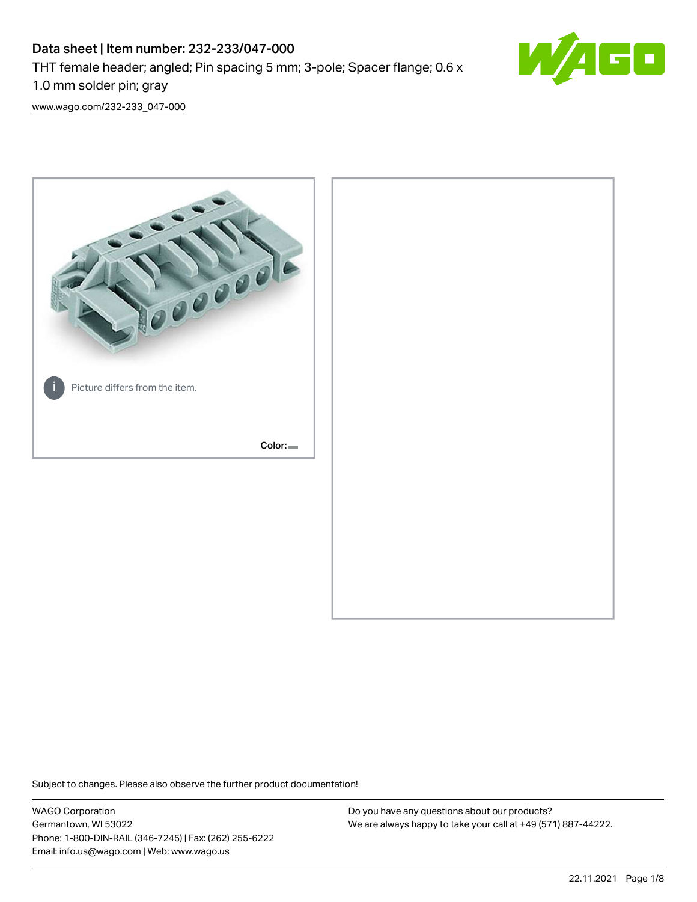# Data sheet | Item number: 232-233/047-000

THT female header; angled; Pin spacing 5 mm; 3-pole; Spacer flange; 0.6 x 1.0 mm solder pin; gray

www.wago.com/232-233_047-000

Picture differs from the item.

Color:

Subject to changes. Please also observe the further product documentation!

WAGO Corporation
Germantown, WI 53022
Phone: 1-800-DIN-RAIL (346-7245) | Fax: (262) 255-6222
Email: info.us@wago.com | Web: www.wago.us

Do you have any questions about our products?
We are always happy to take your call at +49 (571) 887-44222.

22.11.2021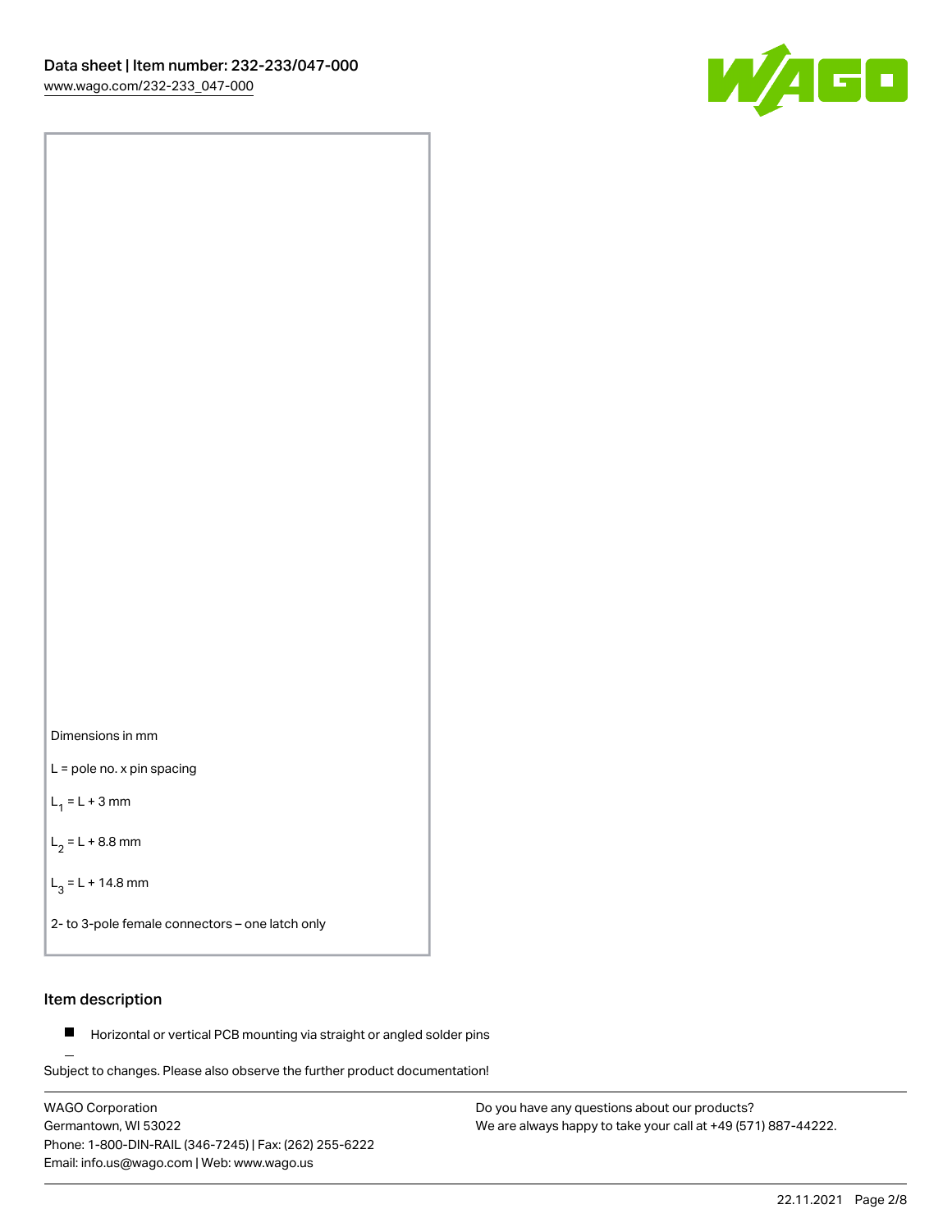Dimensions in mm

L = pole no. x pin spacing

$L_1$ = L + 3 mm

$L_2$ = L + 8.8 mm

$L_3$ = L + 14.8 mm

2- to 3-pole female connectors – one latch only

## Item description

- Horizontal or vertical PCB mounting via straight or angled solder pins

Subject to changes. Please also observe the further product documentation!

WAGO Corporation
Germantown, WI 53022
Phone: 1-800-DIN-RAIL (346-7245) | Fax: (262) 255-6222
Email: info.us@wago.com | Web: www.wago.us

Do you have any questions about our products?
We are always happy to take your call at +49 (571) 887-44222.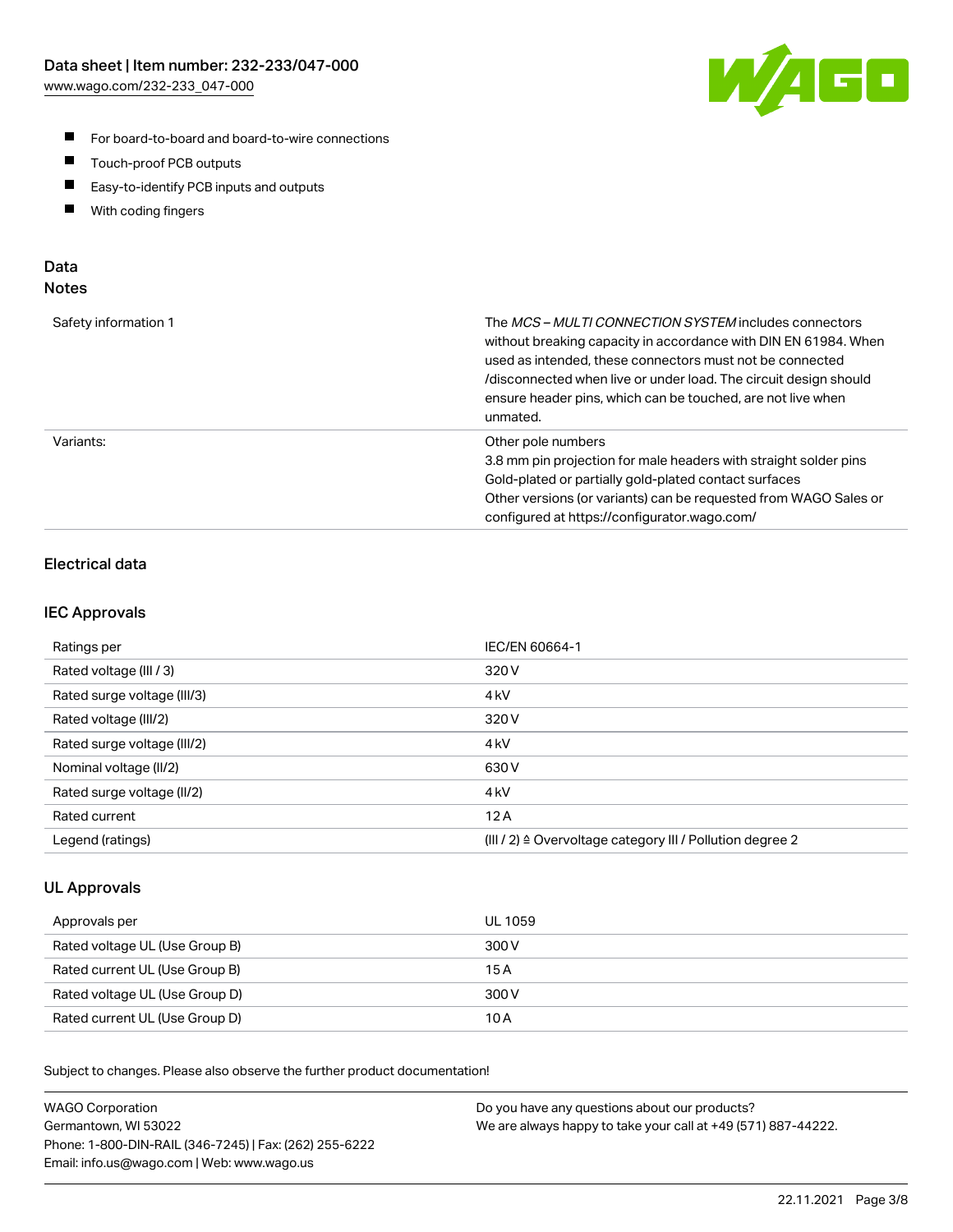- For board-to-board and board-to-wire connections
- Touch-proof PCB outputs
- Easy-to-identify PCB inputs and outputs
- With coding fingers

## Data
### Notes

| | |
|---|---|
| Safety information 1 | The *MCS – MULTI CONNECTION SYSTEM* includes connectors without breaking capacity in accordance with DIN EN 61984. When used as intended, these connectors must not be connected /disconnected when live or under load. The circuit design should ensure header pins, which can be touched, are not live when unmated. |
| Variants: | Other pole numbers<br>3.8 mm pin projection for male headers with straight solder pins<br>Gold-plated or partially gold-plated contact surfaces<br>Other versions (or variants) can be requested from WAGO Sales or configured at https://configurator.wago.com/ |

### Electrical data

### IEC Approvals

| | |
|---|---|
| Ratings per | IEC/EN 60664-1 |
| Rated voltage (III / 3) | 320 V |
| Rated surge voltage (III/3) | 4 kV |
| Rated voltage (III/2) | 320 V |
| Rated surge voltage (III/2) | 4 kV |
| Nominal voltage (II/2) | 630 V |
| Rated surge voltage (II/2) | 4 kV |
| Rated current | 12 A |
| Legend (ratings) | (III / 2) ≙ Overvoltage category III / Pollution degree 2 |

### UL Approvals

| | |
|---|---|
| Approvals per | UL 1059 |
| Rated voltage UL (Use Group B) | 300 V |
| Rated current UL (Use Group B) | 15 A |
| Rated voltage UL (Use Group D) | 300 V |
| Rated current UL (Use Group D) | 10 A |

Subject to changes. Please also observe the further product documentation!

WAGO Corporation
Germantown, WI 53022
Phone: 1-800-DIN-RAIL (346-7245) | Fax: (262) 255-6222
Email: info.us@wago.com | Web: www.wago.us

Do you have any questions about our products?
We are always happy to take your call at +49 (571) 887-44222.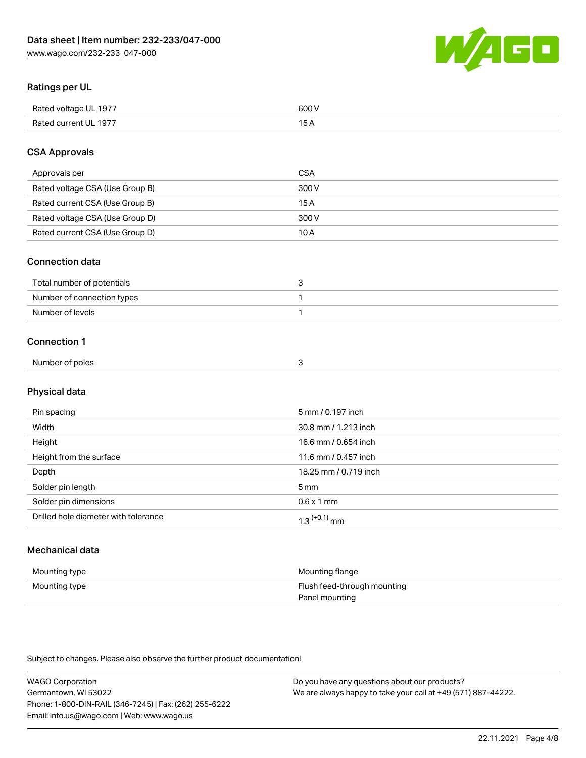## Ratings per UL

| | |
|---|---|
| Rated voltage UL 1977 | 600 V |
| Rated current UL 1977 | 15 A |

## CSA Approvals

| | |
|---|---|
| Approvals per | CSA |
| Rated voltage CSA (Use Group B) | 300 V |
| Rated current CSA (Use Group B) | 15 A |
| Rated voltage CSA (Use Group D) | 300 V |
| Rated current CSA (Use Group D) | 10 A |

## Connection data

| | |
|---|---|
| Total number of potentials | 3 |
| Number of connection types | 1 |
| Number of levels | 1 |

## Connection 1

| | |
|---|---|
| Number of poles | 3 |

## Physical data

| | |
|---|---|
| Pin spacing | 5 mm / 0.197 inch |
| Width | 30.8 mm / 1.213 inch |
| Height | 16.6 mm / 0.654 inch |
| Height from the surface | 11.6 mm / 0.457 inch |
| Depth | 18.25 mm / 0.719 inch |
| Solder pin length | 5 mm |
| Solder pin dimensions | 0.6 x 1 mm |
| Drilled hole diameter with tolerance | $1.3^{(+0.1)}$ mm |

## Mechanical data

| | |
|---|---|
| Mounting type | Mounting flange |
| Mounting type | Flush feed-through mounting<br>Panel mounting |

Subject to changes. Please also observe the further product documentation!

WAGO Corporation
Germantown, WI 53022
Phone: 1-800-DIN-RAIL (346-7245) | Fax: (262) 255-6222
Email: info.us@wago.com | Web: www.wago.us

Do you have any questions about our products?
We are always happy to take your call at +49 (571) 887-44222.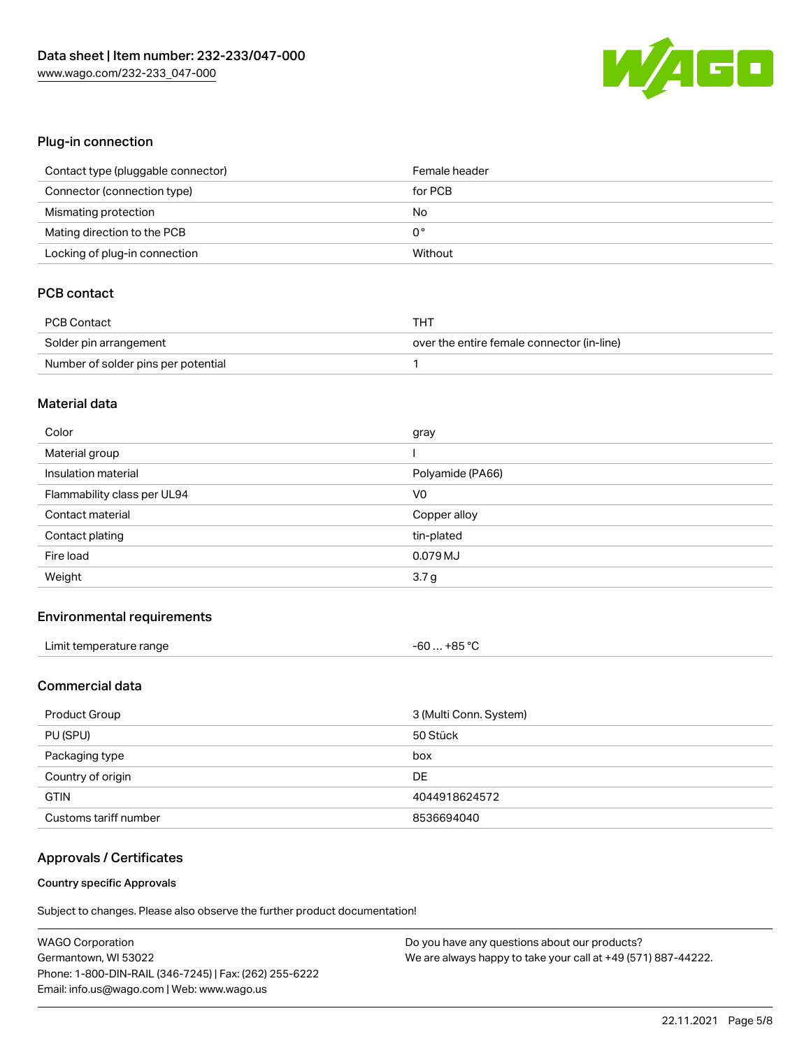## Plug-in connection

| | |
|---|---|
| Contact type (pluggable connector) | Female header |
| Connector (connection type) | for PCB |
| Mismating protection | No |
| Mating direction to the PCB | 0 ° |
| Locking of plug-in connection | Without |

## PCB contact

| | |
|---|---|
| PCB Contact | THT |
| Solder pin arrangement | over the entire female connector (in-line) |
| Number of solder pins per potential | 1 |

## Material data

| | |
|---|---|
| Color | gray |
| Material group | I |
| Insulation material | Polyamide (PA66) |
| Flammability class per UL94 | V0 |
| Contact material | Copper alloy |
| Contact plating | tin-plated |
| Fire load | 0.079 MJ |
| Weight | 3.7 g |

## Environmental requirements

| | |
|---|---|
| Limit temperature range | -60 … +85 °C |

## Commercial data

| | |
|---|---|
| Product Group | 3 (Multi Conn. System) |
| PU (SPU) | 50 Stück |
| Packaging type | box |
| Country of origin | DE |
| GTIN | 4044918624572 |
| Customs tariff number | 8536694040 |

## Approvals / Certificates

### Country specific Approvals

Subject to changes. Please also observe the further product documentation!

WAGO Corporation
Germantown, WI 53022
Phone: 1-800-DIN-RAIL (346-7245) | Fax: (262) 255-6222
Email: info.us@wago.com | Web: www.wago.us

Do you have any questions about our products?
We are always happy to take your call at +49 (571) 887-44222.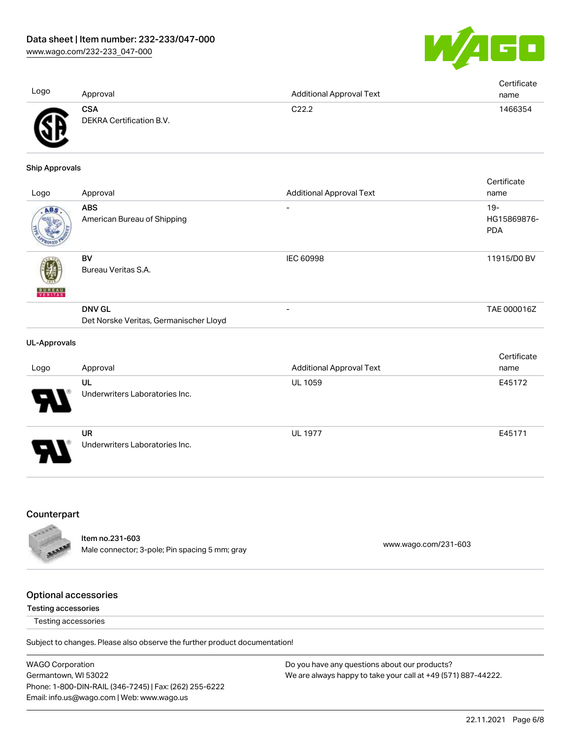| Logo | Approval | Additional Approval Text | Certificate name |
|---|---|---|---|
| | **CSA**<br>DEKRA Certification B.V. | C22.2 | 1466354 |

**Ship Approvals**

| Logo | Approval | Additional Approval Text | Certificate name |
|---|---|---|---|
| | **ABS**<br>American Bureau of Shipping | - | 19-HG15869876-PDA |
| | **BV**<br>Bureau Veritas S.A. | IEC 60998 | 11915/D0 BV |
| | **DNV GL**<br>Det Norske Veritas, Germanischer Lloyd | - | TAE 000016Z |

**UL-Approvals**

| Logo | Approval | Additional Approval Text | Certificate name |
|---|---|---|---|
| | **UL**<br>Underwriters Laboratories Inc. | UL 1059 | E45172 |
| | **UR**<br>Underwriters Laboratories Inc. | UL 1977 | E45171 |

## Counterpart

Item no.231-603
Male connector; 3-pole; Pin spacing 5 mm; gray — www.wago.com/231-603

## Optional accessories

**Testing accessories**

Testing accessories

Subject to changes. Please also observe the further product documentation!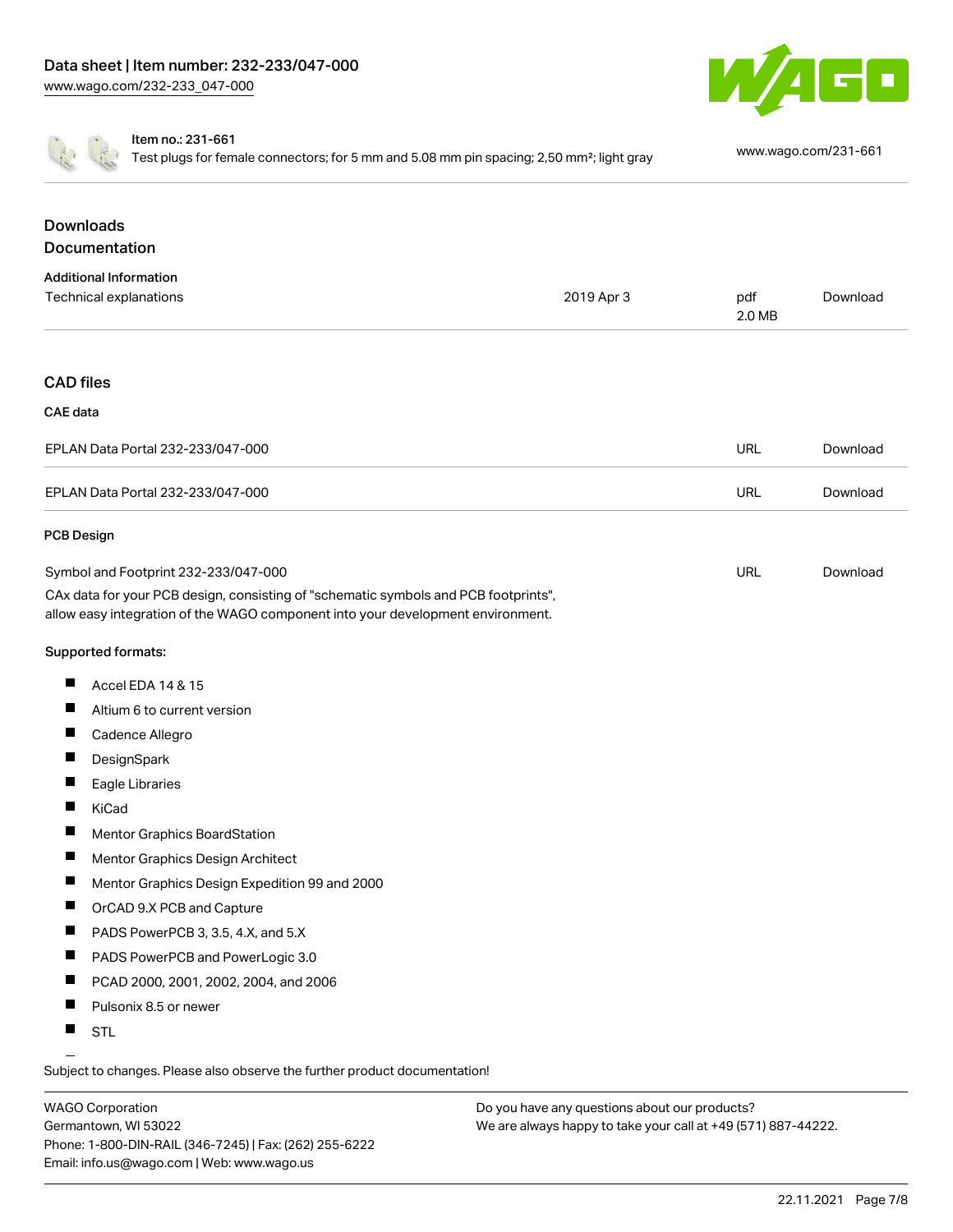Item no.: 231-661

Test plugs for female connectors; for 5 mm and 5.08 mm pin spacing; 2,50 mm²; light gray

www.wago.com/231-661

## Downloads

## Documentation

### Additional Information

| | | | |
|---|---|---|---|
| Technical explanations | 2019 Apr 3 | pdf 2.0 MB | Download |

## CAD files

### CAE data

| | | |
|---|---|---|
| EPLAN Data Portal 232-233/047-000 | URL | Download |
| EPLAN Data Portal 232-233/047-000 | URL | Download |

### PCB Design

| | | |
|---|---|---|
| Symbol and Footprint 232-233/047-000 | URL | Download |

CAx data for your PCB design, consisting of "schematic symbols and PCB footprints", allow easy integration of the WAGO component into your development environment.

**Supported formats:**

- Accel EDA 14 & 15
- Altium 6 to current version
- Cadence Allegro
- DesignSpark
- Eagle Libraries
- KiCad
- Mentor Graphics BoardStation
- Mentor Graphics Design Architect
- Mentor Graphics Design Expedition 99 and 2000
- OrCAD 9.X PCB and Capture
- PADS PowerPCB 3, 3.5, 4.X, and 5.X
- PADS PowerPCB and PowerLogic 3.0
- PCAD 2000, 2001, 2002, 2004, and 2006
- Pulsonix 8.5 or newer
- STL

Subject to changes. Please also observe the further product documentation!

WAGO Corporation
Germantown, WI 53022
Phone: 1-800-DIN-RAIL (346-7245) | Fax: (262) 255-6222
Email: info.us@wago.com | Web: www.wago.us

Do you have any questions about our products?
We are always happy to take your call at +49 (571) 887-44222.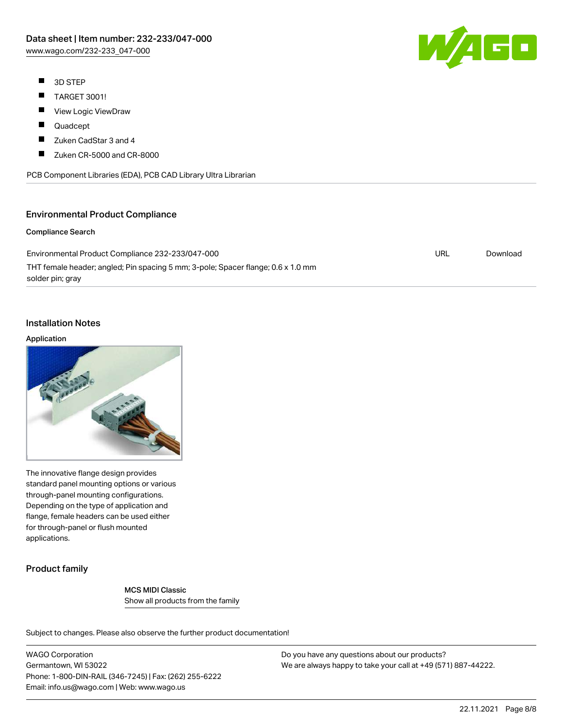- 3D STEP
- TARGET 3001!
- View Logic ViewDraw
- Quadcept
- Zuken CadStar 3 and 4
- Zuken CR-5000 and CR-8000

PCB Component Libraries (EDA), PCB CAD Library Ultra Librarian

## Environmental Product Compliance

### Compliance Search

| | | |
|---|---|---|
| Environmental Product Compliance 232-233/047-000<br>THT female header; angled; Pin spacing 5 mm; 3-pole; Spacer flange; 0.6 x 1.0 mm solder pin; gray | URL | Download |

## Installation Notes

### Application

The innovative flange design provides standard panel mounting options or various through-panel mounting configurations. Depending on the type of application and flange, female headers can be used either for through-panel or flush mounted applications.

## Product family

MCS MIDI Classic
Show all products from the family

Subject to changes. Please also observe the further product documentation!

WAGO Corporation
Germantown, WI 53022
Phone: 1-800-DIN-RAIL (346-7245) | Fax: (262) 255-6222
Email: info.us@wago.com | Web: www.wago.us

Do you have any questions about our products?
We are always happy to take your call at +49 (571) 887-44222.